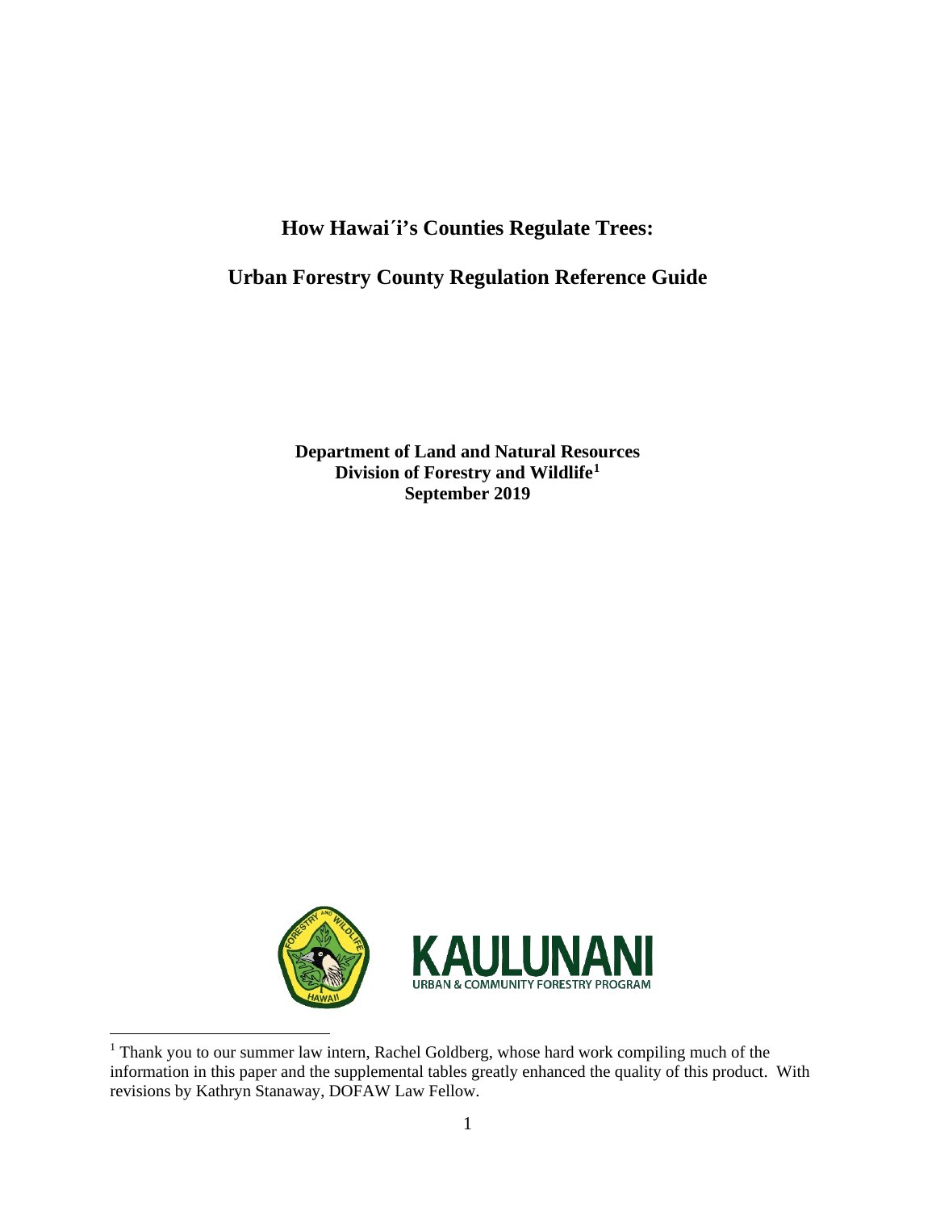# How Hawai´i's Counties Regulate Trees:

# Urban Forestry County Regulation Reference Guide

**Department of Land and Natural Resources**
**Division of Forestry and Wildlife[1]**
**September 2019**

KAULUNANI
URBAN & COMMUNITY FORESTRY PROGRAM

[1] Thank you to our summer law intern, Rachel Goldberg, whose hard work compiling much of the information in this paper and the supplemental tables greatly enhanced the quality of this product. With revisions by Kathryn Stanaway, DOFAW Law Fellow.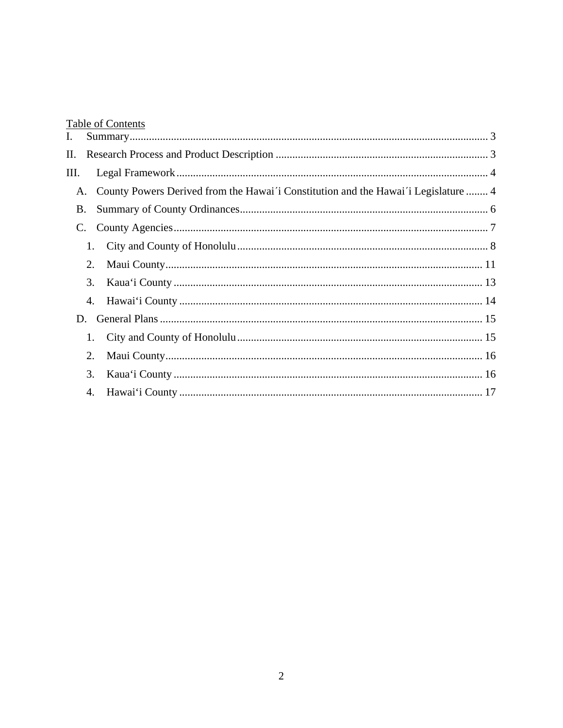<u>Table of Contents</u>

I. Summary ........................................................................................................................ 3

II. Research Process and Product Description ............................................................................ 3

III. Legal Framework ................................................................................................................ 4

- A. County Powers Derived from the Hawai´i Constitution and the Hawai´i Legislature ........ 4
- B. Summary of County Ordinances ......................................................................................... 6
- C. County Agencies ................................................................................................................. 7
  1. City and County of Honolulu ........................................................................................... 8
  2. Maui County ................................................................................................................... 11
  3. Kaua'i County ................................................................................................................ 13
  4. Hawai'i County .............................................................................................................. 14
- D. General Plans ..................................................................................................................... 15
  1. City and County of Honolulu ......................................................................................... 15
  2. Maui County ................................................................................................................... 16
  3. Kaua'i County ................................................................................................................ 16
  4. Hawai'i County .............................................................................................................. 17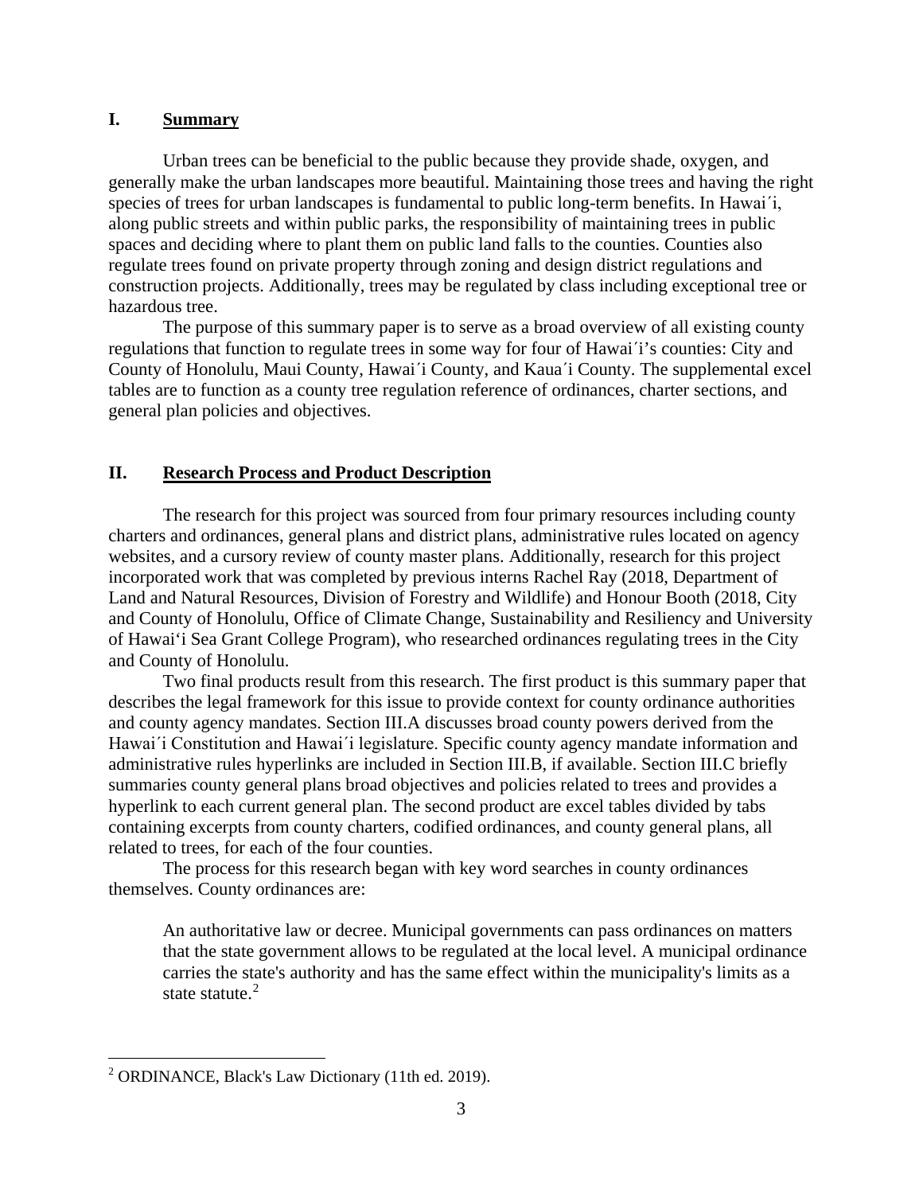## I. Summary

Urban trees can be beneficial to the public because they provide shade, oxygen, and generally make the urban landscapes more beautiful. Maintaining those trees and having the right species of trees for urban landscapes is fundamental to public long-term benefits. In Hawai´i, along public streets and within public parks, the responsibility of maintaining trees in public spaces and deciding where to plant them on public land falls to the counties. Counties also regulate trees found on private property through zoning and design district regulations and construction projects. Additionally, trees may be regulated by class including exceptional tree or hazardous tree.

The purpose of this summary paper is to serve as a broad overview of all existing county regulations that function to regulate trees in some way for four of Hawai´i's counties: City and County of Honolulu, Maui County, Hawai´i County, and Kaua´i County. The supplemental excel tables are to function as a county tree regulation reference of ordinances, charter sections, and general plan policies and objectives.

## II. Research Process and Product Description

The research for this project was sourced from four primary resources including county charters and ordinances, general plans and district plans, administrative rules located on agency websites, and a cursory review of county master plans. Additionally, research for this project incorporated work that was completed by previous interns Rachel Ray (2018, Department of Land and Natural Resources, Division of Forestry and Wildlife) and Honour Booth (2018, City and County of Honolulu, Office of Climate Change, Sustainability and Resiliency and University of Hawai'i Sea Grant College Program), who researched ordinances regulating trees in the City and County of Honolulu.

Two final products result from this research. The first product is this summary paper that describes the legal framework for this issue to provide context for county ordinance authorities and county agency mandates. Section III.A discusses broad county powers derived from the Hawai´i Constitution and Hawai´i legislature. Specific county agency mandate information and administrative rules hyperlinks are included in Section III.B, if available. Section III.C briefly summaries county general plans broad objectives and policies related to trees and provides a hyperlink to each current general plan. The second product are excel tables divided by tabs containing excerpts from county charters, codified ordinances, and county general plans, all related to trees, for each of the four counties.

The process for this research began with key word searches in county ordinances themselves. County ordinances are:

> An authoritative law or decree. Municipal governments can pass ordinances on matters that the state government allows to be regulated at the local level. A municipal ordinance carries the state's authority and has the same effect within the municipality's limits as a state statute.[2]

---

[2] ORDINANCE, Black's Law Dictionary (11th ed. 2019).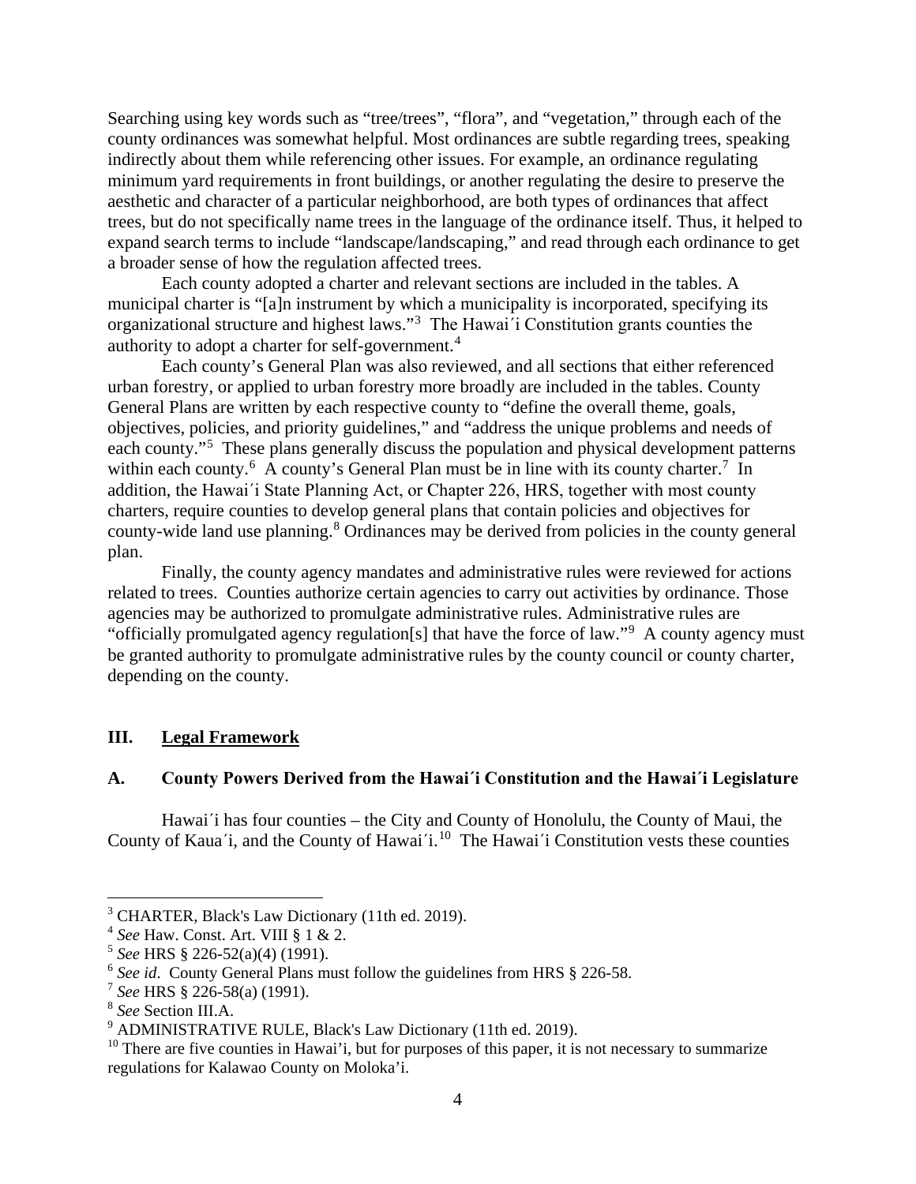Searching using key words such as "tree/trees", "flora", and "vegetation," through each of the county ordinances was somewhat helpful. Most ordinances are subtle regarding trees, speaking indirectly about them while referencing other issues. For example, an ordinance regulating minimum yard requirements in front buildings, or another regulating the desire to preserve the aesthetic and character of a particular neighborhood, are both types of ordinances that affect trees, but do not specifically name trees in the language of the ordinance itself. Thus, it helped to expand search terms to include "landscape/landscaping," and read through each ordinance to get a broader sense of how the regulation affected trees.

Each county adopted a charter and relevant sections are included in the tables. A municipal charter is "[a]n instrument by which a municipality is incorporated, specifying its organizational structure and highest laws."[3] The Hawai´i Constitution grants counties the authority to adopt a charter for self-government.[4]

Each county's General Plan was also reviewed, and all sections that either referenced urban forestry, or applied to urban forestry more broadly are included in the tables. County General Plans are written by each respective county to "define the overall theme, goals, objectives, policies, and priority guidelines," and "address the unique problems and needs of each county."[5] These plans generally discuss the population and physical development patterns within each county.[6] A county's General Plan must be in line with its county charter.[7] In addition, the Hawai´i State Planning Act, or Chapter 226, HRS, together with most county charters, require counties to develop general plans that contain policies and objectives for county-wide land use planning.[8] Ordinances may be derived from policies in the county general plan.

Finally, the county agency mandates and administrative rules were reviewed for actions related to trees. Counties authorize certain agencies to carry out activities by ordinance. Those agencies may be authorized to promulgate administrative rules. Administrative rules are "officially promulgated agency regulation[s] that have the force of law."[9] A county agency must be granted authority to promulgate administrative rules by the county council or county charter, depending on the county.

## III. <u>Legal Framework</u>

### A. County Powers Derived from the Hawai´i Constitution and the Hawai´i Legislature

Hawai´i has four counties – the City and County of Honolulu, the County of Maui, the County of Kaua´i, and the County of Hawai´i.[10] The Hawai´i Constitution vests these counties

---

[3] CHARTER, Black's Law Dictionary (11th ed. 2019).

[4] *See* Haw. Const. Art. VIII § 1 & 2.

[5] *See* HRS § 226-52(a)(4) (1991).

[6] *See id*. County General Plans must follow the guidelines from HRS § 226-58.

[7] *See* HRS § 226-58(a) (1991).

[8] *See* Section III.A.

[9] ADMINISTRATIVE RULE, Black's Law Dictionary (11th ed. 2019).

[10] There are five counties in Hawai'i, but for purposes of this paper, it is not necessary to summarize regulations for Kalawao County on Moloka'i.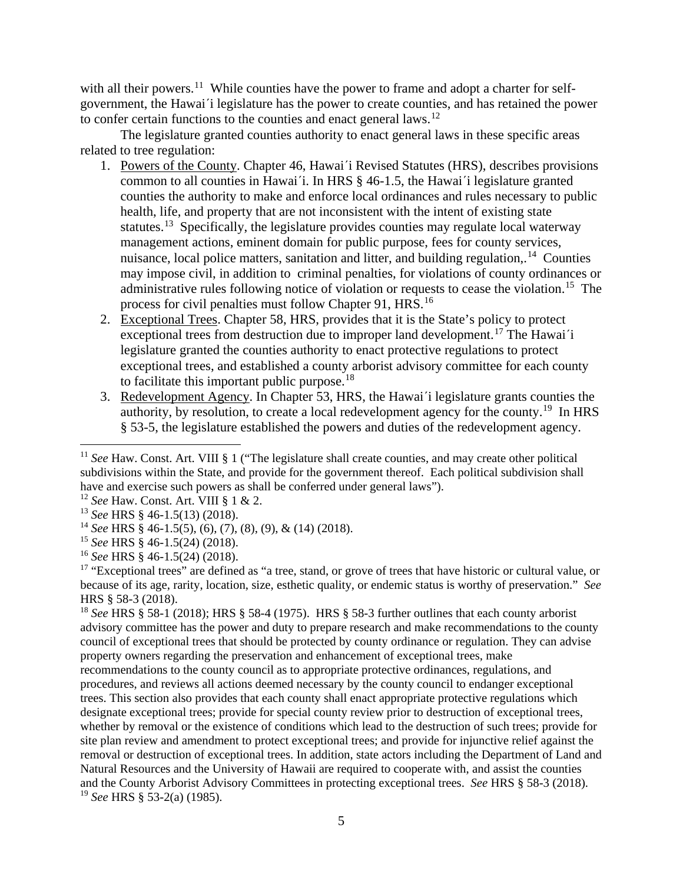with all their powers.[11] While counties have the power to frame and adopt a charter for self-government, the Hawai´i legislature has the power to create counties, and has retained the power to confer certain functions to the counties and enact general laws.[12]

The legislature granted counties authority to enact general laws in these specific areas related to tree regulation:

1. Powers of the County. Chapter 46, Hawai´i Revised Statutes (HRS), describes provisions common to all counties in Hawai´i. In HRS § 46-1.5, the Hawai´i legislature granted counties the authority to make and enforce local ordinances and rules necessary to public health, life, and property that are not inconsistent with the intent of existing state statutes.[13] Specifically, the legislature provides counties may regulate local waterway management actions, eminent domain for public purpose, fees for county services, nuisance, local police matters, sanitation and litter, and building regulation,.[14] Counties may impose civil, in addition to criminal penalties, for violations of county ordinances or administrative rules following notice of violation or requests to cease the violation.[15] The process for civil penalties must follow Chapter 91, HRS.[16]
2. Exceptional Trees. Chapter 58, HRS, provides that it is the State's policy to protect exceptional trees from destruction due to improper land development.[17] The Hawai´i legislature granted the counties authority to enact protective regulations to protect exceptional trees, and established a county arborist advisory committee for each county to facilitate this important public purpose.[18]
3. Redevelopment Agency. In Chapter 53, HRS, the Hawai´i legislature grants counties the authority, by resolution, to create a local redevelopment agency for the county.[19] In HRS § 53-5, the legislature established the powers and duties of the redevelopment agency.

---

[11] *See* Haw. Const. Art. VIII § 1 ("The legislature shall create counties, and may create other political subdivisions within the State, and provide for the government thereof. Each political subdivision shall have and exercise such powers as shall be conferred under general laws").

[12] *See* Haw. Const. Art. VIII § 1 & 2.

[13] *See* HRS § 46-1.5(13) (2018).

[14] *See* HRS § 46-1.5(5), (6), (7), (8), (9), & (14) (2018).

[15] *See* HRS § 46-1.5(24) (2018).

[16] *See* HRS § 46-1.5(24) (2018).

[17] "Exceptional trees" are defined as "a tree, stand, or grove of trees that have historic or cultural value, or because of its age, rarity, location, size, esthetic quality, or endemic status is worthy of preservation." *See* HRS § 58-3 (2018).

[18] *See* HRS § 58-1 (2018); HRS § 58-4 (1975). HRS § 58-3 further outlines that each county arborist advisory committee has the power and duty to prepare research and make recommendations to the county council of exceptional trees that should be protected by county ordinance or regulation. They can advise property owners regarding the preservation and enhancement of exceptional trees, make recommendations to the county council as to appropriate protective ordinances, regulations, and procedures, and reviews all actions deemed necessary by the county council to endanger exceptional trees. This section also provides that each county shall enact appropriate protective regulations which designate exceptional trees; provide for special county review prior to destruction of exceptional trees, whether by removal or the existence of conditions which lead to the destruction of such trees; provide for site plan review and amendment to protect exceptional trees; and provide for injunctive relief against the removal or destruction of exceptional trees. In addition, state actors including the Department of Land and Natural Resources and the University of Hawaii are required to cooperate with, and assist the counties and the County Arborist Advisory Committees in protecting exceptional trees. *See* HRS § 58-3 (2018).

[19] *See* HRS § 53-2(a) (1985).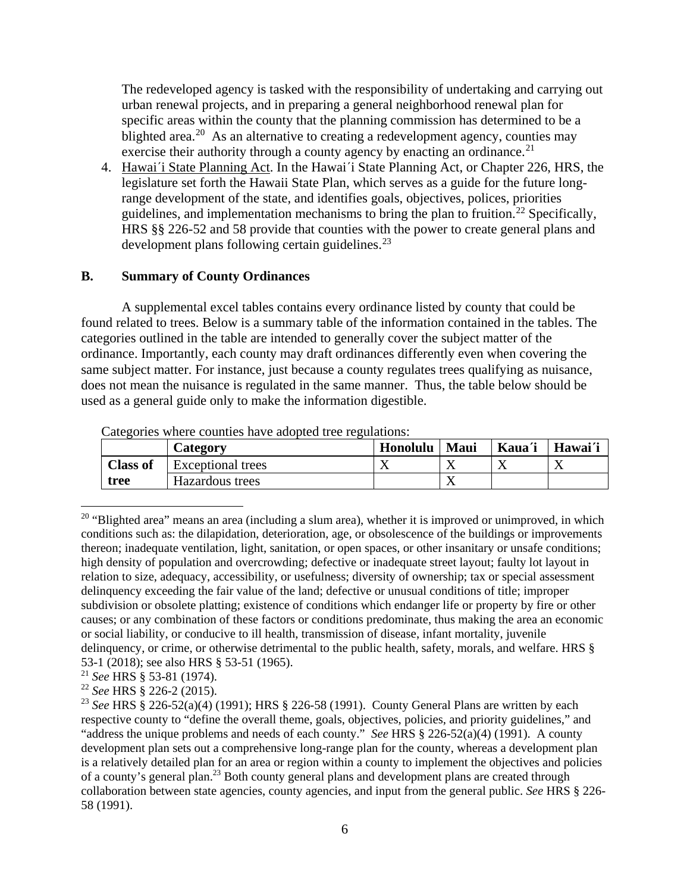The redeveloped agency is tasked with the responsibility of undertaking and carrying out urban renewal projects, and in preparing a general neighborhood renewal plan for specific areas within the county that the planning commission has determined to be a blighted area.[20] As an alternative to creating a redevelopment agency, counties may exercise their authority through a county agency by enacting an ordinance.[21]

4. Hawai´i State Planning Act. In the Hawai´i State Planning Act, or Chapter 226, HRS, the legislature set forth the Hawaii State Plan, which serves as a guide for the future long-range development of the state, and identifies goals, objectives, polices, priorities guidelines, and implementation mechanisms to bring the plan to fruition.[22] Specifically, HRS §§ 226-52 and 58 provide that counties with the power to create general plans and development plans following certain guidelines.[23]

## B. Summary of County Ordinances

A supplemental excel tables contains every ordinance listed by county that could be found related to trees. Below is a summary table of the information contained in the tables. The categories outlined in the table are intended to generally cover the subject matter of the ordinance. Importantly, each county may draft ordinances differently even when covering the same subject matter. For instance, just because a county regulates trees qualifying as nuisance, does not mean the nuisance is regulated in the same manner. Thus, the table below should be used as a general guide only to make the information digestible.

Categories where counties have adopted tree regulations:

| | Category | Honolulu | Maui | Kaua´i | Hawai´i |
|---|---|---|---|---|---|
| **Class of tree** | Exceptional trees | X | X | X | X |
| | Hazardous trees | | X | | |

[20] "Blighted area" means an area (including a slum area), whether it is improved or unimproved, in which conditions such as: the dilapidation, deterioration, age, or obsolescence of the buildings or improvements thereon; inadequate ventilation, light, sanitation, or open spaces, or other insanitary or unsafe conditions; high density of population and overcrowding; defective or inadequate street layout; faulty lot layout in relation to size, adequacy, accessibility, or usefulness; diversity of ownership; tax or special assessment delinquency exceeding the fair value of the land; defective or unusual conditions of title; improper subdivision or obsolete platting; existence of conditions which endanger life or property by fire or other causes; or any combination of these factors or conditions predominate, thus making the area an economic or social liability, or conducive to ill health, transmission of disease, infant mortality, juvenile delinquency, or crime, or otherwise detrimental to the public health, safety, morals, and welfare. HRS § 53-1 (2018); see also HRS § 53-51 (1965).

[21] *See* HRS § 53-81 (1974).

[22] *See* HRS § 226-2 (2015).

[23] *See* HRS § 226-52(a)(4) (1991); HRS § 226-58 (1991). County General Plans are written by each respective county to "define the overall theme, goals, objectives, policies, and priority guidelines," and "address the unique problems and needs of each county." *See* HRS § 226-52(a)(4) (1991). A county development plan sets out a comprehensive long-range plan for the county, whereas a development plan is a relatively detailed plan for an area or region within a county to implement the objectives and policies of a county's general plan.[23] Both county general plans and development plans are created through collaboration between state agencies, county agencies, and input from the general public. *See* HRS § 226-58 (1991).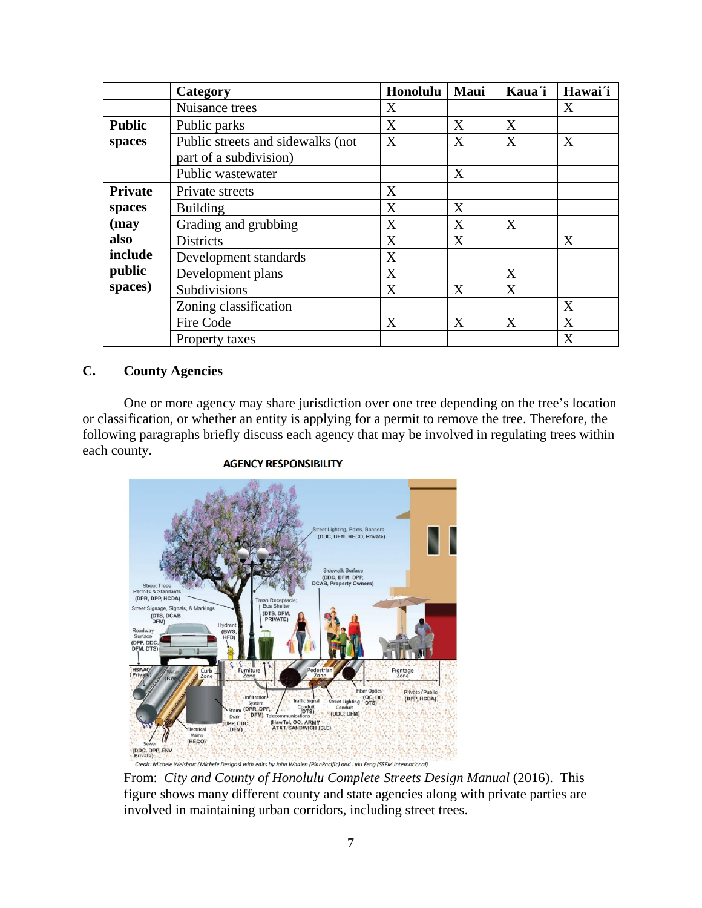| | Category | Honolulu | Maui | Kaua´i | Hawai´i |
|---|---|---|---|---|---|
| | Nuisance trees | X | | | X |
| **Public spaces** | Public parks | X | X | X | |
| | Public streets and sidewalks (not part of a subdivision) | X | X | X | X |
| | Public wastewater | | X | | |
| **Private spaces (may also include public spaces)** | Private streets | X | | | |
| | Building | X | X | | |
| | Grading and grubbing | X | X | X | |
| | Districts | X | X | | X |
| | Development standards | X | | | |
| | Development plans | X | | X | |
| | Subdivisions | X | X | X | |
| | Zoning classification | | | | X |
| | Fire Code | X | X | X | X |
| | Property taxes | | | | X |

## C. County Agencies

One or more agency may share jurisdiction over one tree depending on the tree's location or classification, or whether an entity is applying for a permit to remove the tree. Therefore, the following paragraphs briefly discuss each agency that may be involved in regulating trees within each county.

**AGENCY RESPONSIBILITY**

Credit: Michele Weisbart (Michele Designs) with edits by John Whalen (PlanPacific) and Lulu Feng (SSFM International)

From: *City and County of Honolulu Complete Streets Design Manual* (2016). This figure shows many different county and state agencies along with private parties are involved in maintaining urban corridors, including street trees.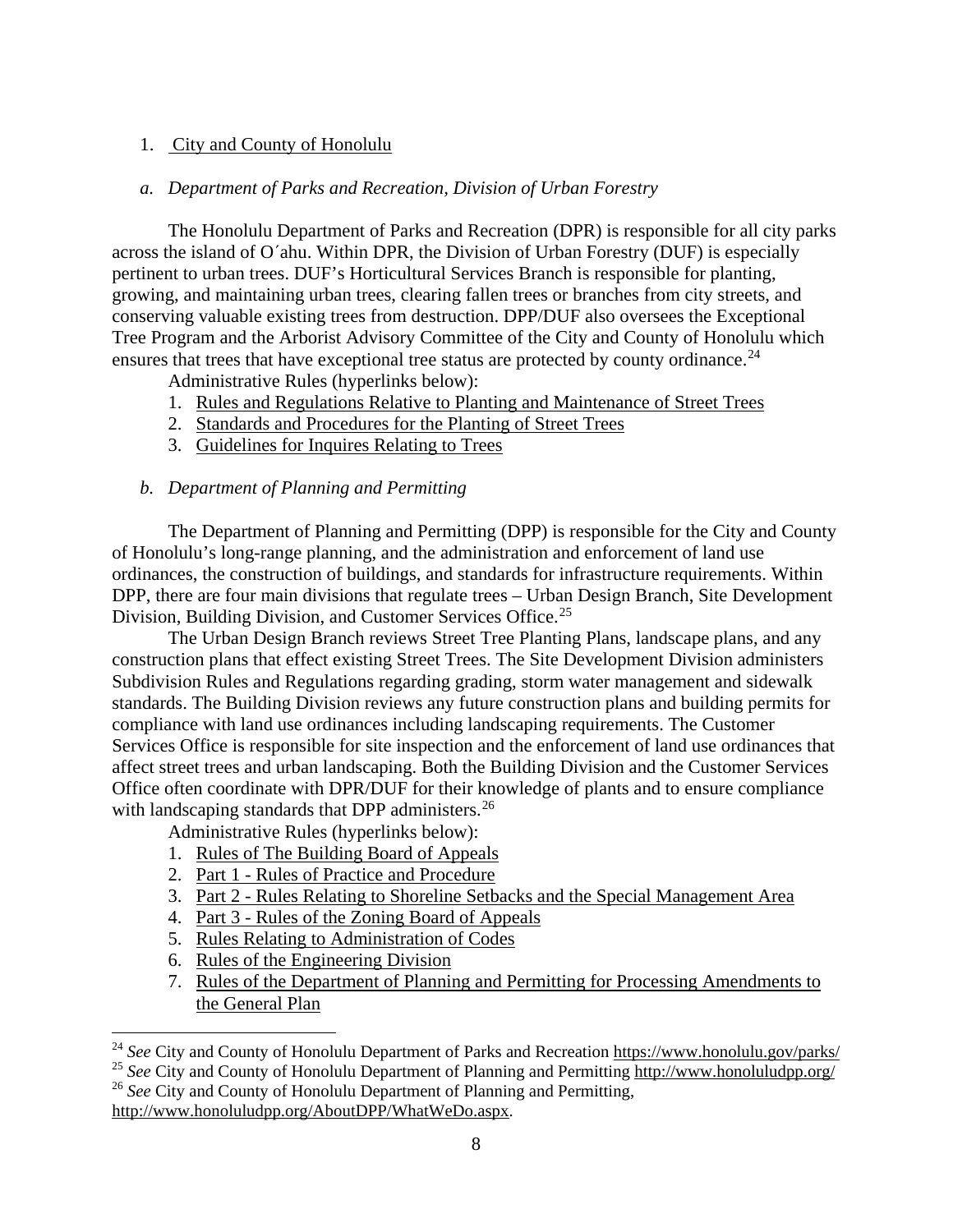1. City and County of Honolulu

*a. Department of Parks and Recreation, Division of Urban Forestry*

The Honolulu Department of Parks and Recreation (DPR) is responsible for all city parks across the island of O´ahu. Within DPR, the Division of Urban Forestry (DUF) is especially pertinent to urban trees. DUF's Horticultural Services Branch is responsible for planting, growing, and maintaining urban trees, clearing fallen trees or branches from city streets, and conserving valuable existing trees from destruction. DPP/DUF also oversees the Exceptional Tree Program and the Arborist Advisory Committee of the City and County of Honolulu which ensures that trees that have exceptional tree status are protected by county ordinance.[24]

Administrative Rules (hyperlinks below):

1. Rules and Regulations Relative to Planting and Maintenance of Street Trees
2. Standards and Procedures for the Planting of Street Trees
3. Guidelines for Inquires Relating to Trees

*b. Department of Planning and Permitting*

The Department of Planning and Permitting (DPP) is responsible for the City and County of Honolulu's long-range planning, and the administration and enforcement of land use ordinances, the construction of buildings, and standards for infrastructure requirements. Within DPP, there are four main divisions that regulate trees – Urban Design Branch, Site Development Division, Building Division, and Customer Services Office.[25]

The Urban Design Branch reviews Street Tree Planting Plans, landscape plans, and any construction plans that effect existing Street Trees. The Site Development Division administers Subdivision Rules and Regulations regarding grading, storm water management and sidewalk standards. The Building Division reviews any future construction plans and building permits for compliance with land use ordinances including landscaping requirements. The Customer Services Office is responsible for site inspection and the enforcement of land use ordinances that affect street trees and urban landscaping. Both the Building Division and the Customer Services Office often coordinate with DPR/DUF for their knowledge of plants and to ensure compliance with landscaping standards that DPP administers.[26]

Administrative Rules (hyperlinks below):

1. Rules of The Building Board of Appeals
2. Part 1 - Rules of Practice and Procedure
3. Part 2 - Rules Relating to Shoreline Setbacks and the Special Management Area
4. Part 3 - Rules of the Zoning Board of Appeals
5. Rules Relating to Administration of Codes
6. Rules of the Engineering Division
7. Rules of the Department of Planning and Permitting for Processing Amendments to the General Plan

---

[24] *See* City and County of Honolulu Department of Parks and Recreation https://www.honolulu.gov/parks/

[25] *See* City and County of Honolulu Department of Planning and Permitting http://www.honoluludpp.org/

[26] *See* City and County of Honolulu Department of Planning and Permitting, http://www.honoluludpp.org/AboutDPP/WhatWeDo.aspx.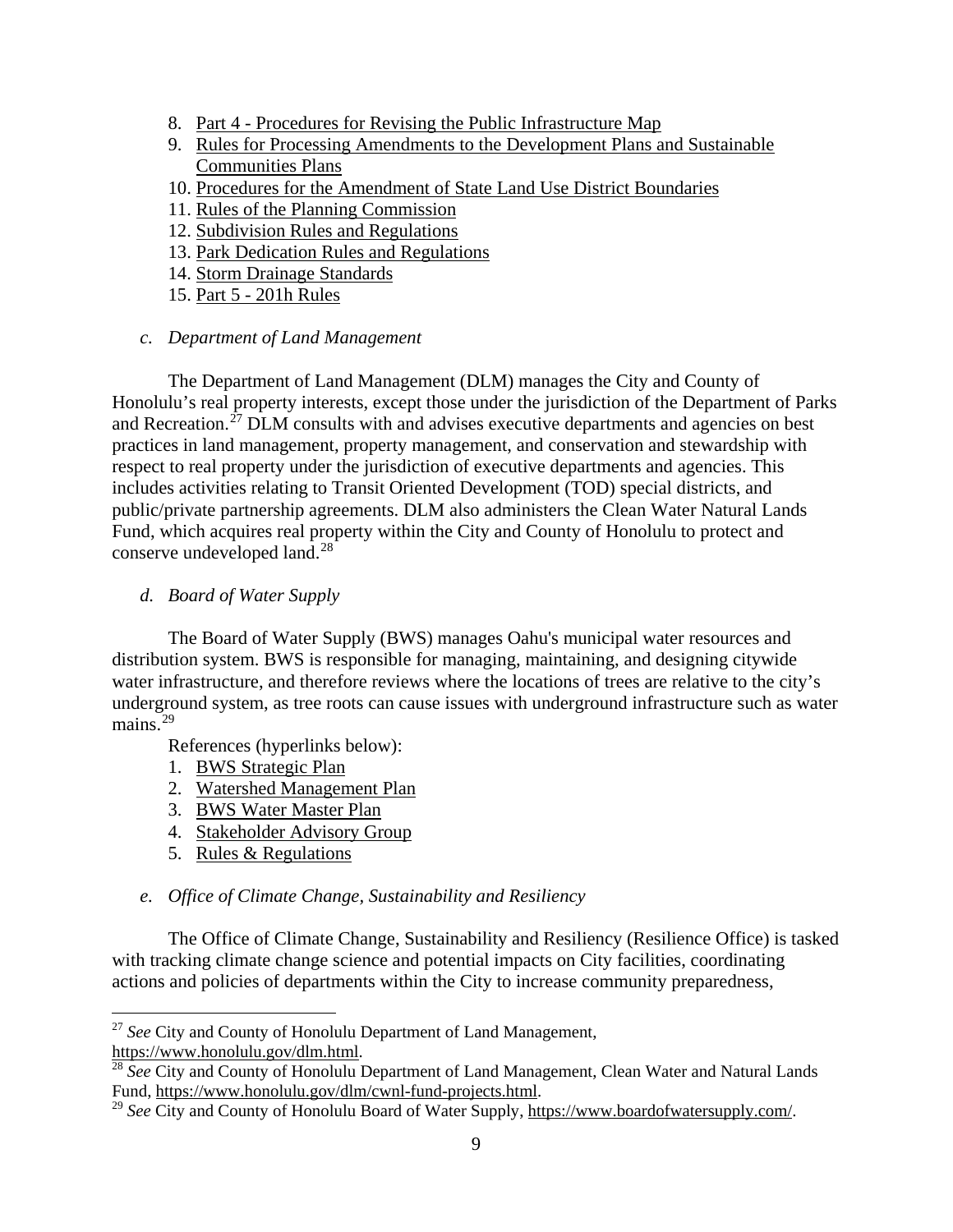8. Part 4 - Procedures for Revising the Public Infrastructure Map
9. Rules for Processing Amendments to the Development Plans and Sustainable Communities Plans
10. Procedures for the Amendment of State Land Use District Boundaries
11. Rules of the Planning Commission
12. Subdivision Rules and Regulations
13. Park Dedication Rules and Regulations
14. Storm Drainage Standards
15. Part 5 - 201h Rules

*c. Department of Land Management*

The Department of Land Management (DLM) manages the City and County of Honolulu's real property interests, except those under the jurisdiction of the Department of Parks and Recreation.[27] DLM consults with and advises executive departments and agencies on best practices in land management, property management, and conservation and stewardship with respect to real property under the jurisdiction of executive departments and agencies. This includes activities relating to Transit Oriented Development (TOD) special districts, and public/private partnership agreements. DLM also administers the Clean Water Natural Lands Fund, which acquires real property within the City and County of Honolulu to protect and conserve undeveloped land.[28]

*d. Board of Water Supply*

The Board of Water Supply (BWS) manages Oahu's municipal water resources and distribution system. BWS is responsible for managing, maintaining, and designing citywide water infrastructure, and therefore reviews where the locations of trees are relative to the city's underground system, as tree roots can cause issues with underground infrastructure such as water mains.[29]

References (hyperlinks below):

1. BWS Strategic Plan
2. Watershed Management Plan
3. BWS Water Master Plan
4. Stakeholder Advisory Group
5. Rules & Regulations

*e. Office of Climate Change, Sustainability and Resiliency*

The Office of Climate Change, Sustainability and Resiliency (Resilience Office) is tasked with tracking climate change science and potential impacts on City facilities, coordinating actions and policies of departments within the City to increase community preparedness,

---

[27] *See* City and County of Honolulu Department of Land Management, https://www.honolulu.gov/dlm.html.

[28] *See* City and County of Honolulu Department of Land Management, Clean Water and Natural Lands Fund, https://www.honolulu.gov/dlm/cwnl-fund-projects.html.

[29] *See* City and County of Honolulu Board of Water Supply, https://www.boardofwatersupply.com/.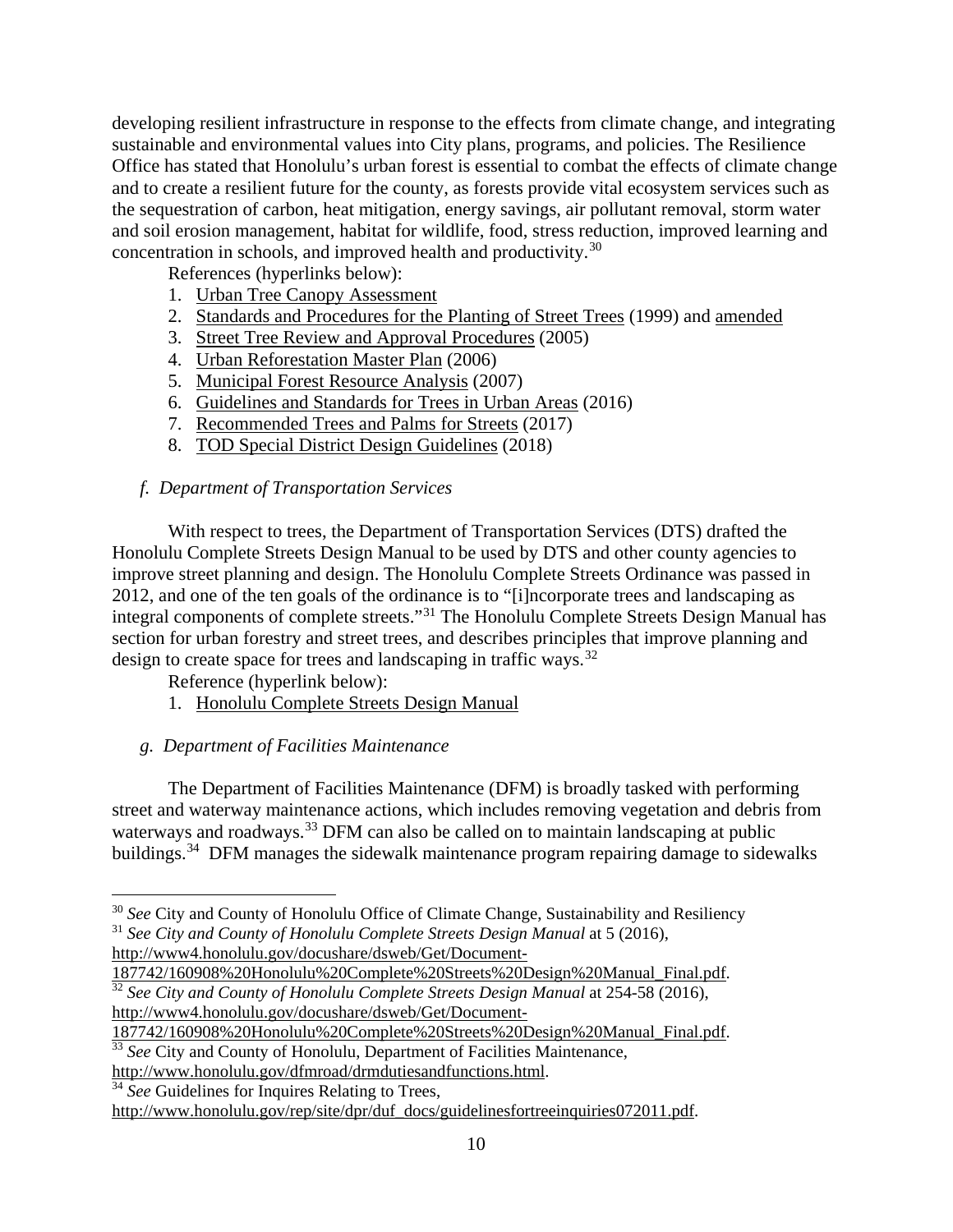developing resilient infrastructure in response to the effects from climate change, and integrating sustainable and environmental values into City plans, programs, and policies. The Resilience Office has stated that Honolulu's urban forest is essential to combat the effects of climate change and to create a resilient future for the county, as forests provide vital ecosystem services such as the sequestration of carbon, heat mitigation, energy savings, air pollutant removal, storm water and soil erosion management, habitat for wildlife, food, stress reduction, improved learning and concentration in schools, and improved health and productivity.[30]

References (hyperlinks below):

1. Urban Tree Canopy Assessment
2. Standards and Procedures for the Planting of Street Trees (1999) and amended
3. Street Tree Review and Approval Procedures (2005)
4. Urban Reforestation Master Plan (2006)
5. Municipal Forest Resource Analysis (2007)
6. Guidelines and Standards for Trees in Urban Areas (2016)
7. Recommended Trees and Palms for Streets (2017)
8. TOD Special District Design Guidelines (2018)

*f. Department of Transportation Services*

With respect to trees, the Department of Transportation Services (DTS) drafted the Honolulu Complete Streets Design Manual to be used by DTS and other county agencies to improve street planning and design. The Honolulu Complete Streets Ordinance was passed in 2012, and one of the ten goals of the ordinance is to "[i]ncorporate trees and landscaping as integral components of complete streets."[31] The Honolulu Complete Streets Design Manual has section for urban forestry and street trees, and describes principles that improve planning and design to create space for trees and landscaping in traffic ways.[32]

Reference (hyperlink below):

1. Honolulu Complete Streets Design Manual

*g. Department of Facilities Maintenance*

The Department of Facilities Maintenance (DFM) is broadly tasked with performing street and waterway maintenance actions, which includes removing vegetation and debris from waterways and roadways.[33] DFM can also be called on to maintain landscaping at public buildings.[34] DFM manages the sidewalk maintenance program repairing damage to sidewalks

---

[30] *See* City and County of Honolulu Office of Climate Change, Sustainability and Resiliency

[31] *See City and County of Honolulu Complete Streets Design Manual* at 5 (2016), http://www4.honolulu.gov/docushare/dsweb/Get/Document-187742/160908%20Honolulu%20Complete%20Streets%20Design%20Manual_Final.pdf.

[32] *See City and County of Honolulu Complete Streets Design Manual* at 254-58 (2016), http://www4.honolulu.gov/docushare/dsweb/Get/Document-187742/160908%20Honolulu%20Complete%20Streets%20Design%20Manual_Final.pdf.

[33] *See* City and County of Honolulu, Department of Facilities Maintenance, http://www.honolulu.gov/dfmroad/drmdutiesandfunctions.html.

[34] *See* Guidelines for Inquires Relating to Trees, http://www.honolulu.gov/rep/site/dpr/duf_docs/guidelinesfortreeinquiries072011.pdf.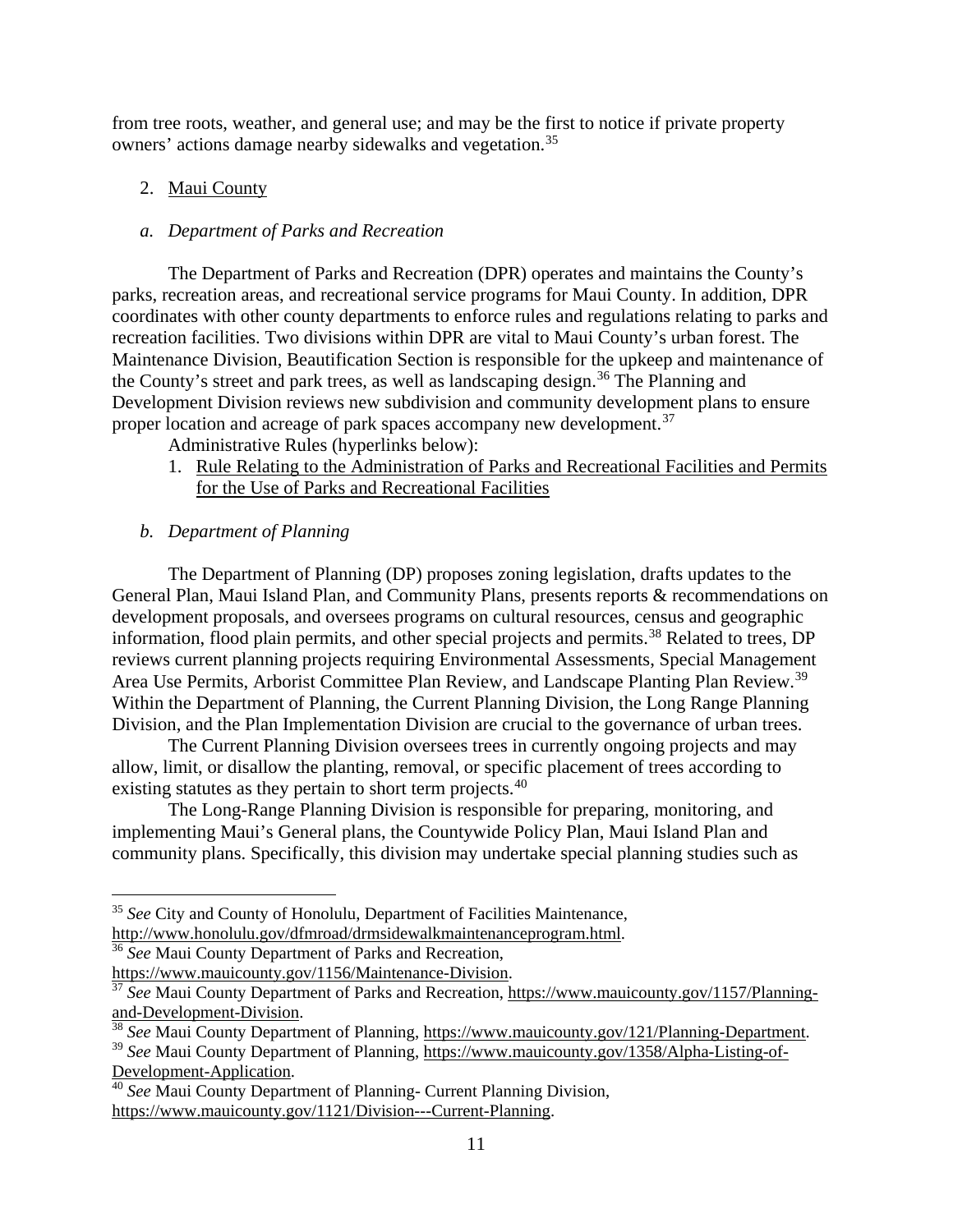from tree roots, weather, and general use; and may be the first to notice if private property owners' actions damage nearby sidewalks and vegetation.[35]

2. Maui County

*a. Department of Parks and Recreation*

The Department of Parks and Recreation (DPR) operates and maintains the County's parks, recreation areas, and recreational service programs for Maui County. In addition, DPR coordinates with other county departments to enforce rules and regulations relating to parks and recreation facilities. Two divisions within DPR are vital to Maui County's urban forest. The Maintenance Division, Beautification Section is responsible for the upkeep and maintenance of the County's street and park trees, as well as landscaping design.[36] The Planning and Development Division reviews new subdivision and community development plans to ensure proper location and acreage of park spaces accompany new development.[37]

Administrative Rules (hyperlinks below):

1. Rule Relating to the Administration of Parks and Recreational Facilities and Permits for the Use of Parks and Recreational Facilities

*b. Department of Planning*

The Department of Planning (DP) proposes zoning legislation, drafts updates to the General Plan, Maui Island Plan, and Community Plans, presents reports & recommendations on development proposals, and oversees programs on cultural resources, census and geographic information, flood plain permits, and other special projects and permits.[38] Related to trees, DP reviews current planning projects requiring Environmental Assessments, Special Management Area Use Permits, Arborist Committee Plan Review, and Landscape Planting Plan Review.[39] Within the Department of Planning, the Current Planning Division, the Long Range Planning Division, and the Plan Implementation Division are crucial to the governance of urban trees.

The Current Planning Division oversees trees in currently ongoing projects and may allow, limit, or disallow the planting, removal, or specific placement of trees according to existing statutes as they pertain to short term projects.[40]

The Long-Range Planning Division is responsible for preparing, monitoring, and implementing Maui's General plans, the Countywide Policy Plan, Maui Island Plan and community plans. Specifically, this division may undertake special planning studies such as

---

[35] *See* City and County of Honolulu, Department of Facilities Maintenance, http://www.honolulu.gov/dfmroad/drmsidewalkmaintenanceprogram.html.

[36] *See* Maui County Department of Parks and Recreation, https://www.mauicounty.gov/1156/Maintenance-Division.

[37] *See* Maui County Department of Parks and Recreation, https://www.mauicounty.gov/1157/Planning-and-Development-Division.

[38] *See* Maui County Department of Planning, https://www.mauicounty.gov/121/Planning-Department.

[39] *See* Maui County Department of Planning, https://www.mauicounty.gov/1358/Alpha-Listing-of-Development-Application.

[40] *See* Maui County Department of Planning- Current Planning Division, https://www.mauicounty.gov/1121/Division---Current-Planning.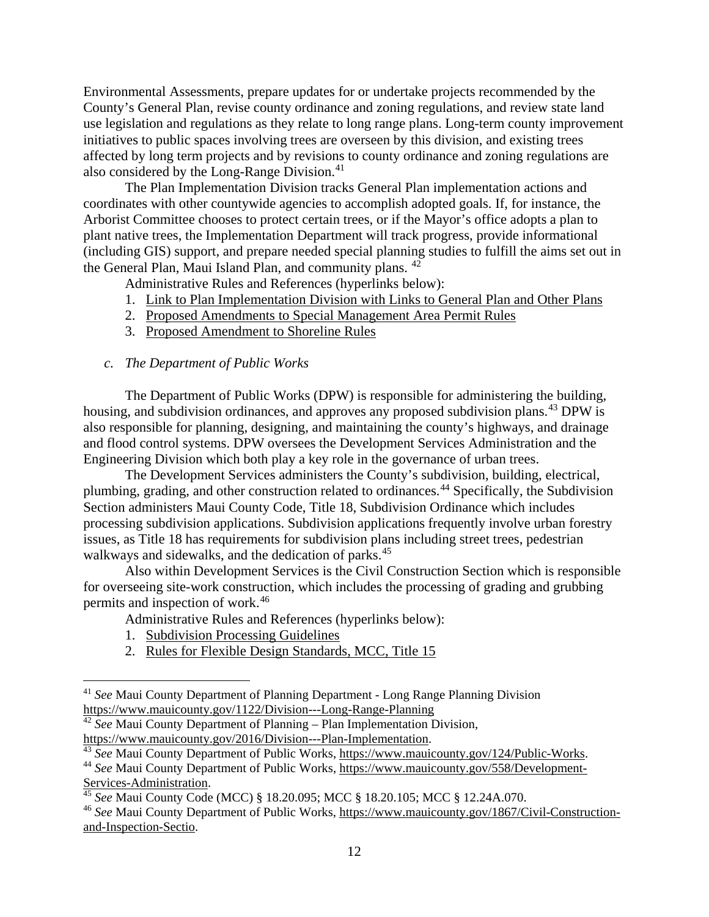Environmental Assessments, prepare updates for or undertake projects recommended by the County's General Plan, revise county ordinance and zoning regulations, and review state land use legislation and regulations as they relate to long range plans. Long-term county improvement initiatives to public spaces involving trees are overseen by this division, and existing trees affected by long term projects and by revisions to county ordinance and zoning regulations are also considered by the Long-Range Division.[41]

The Plan Implementation Division tracks General Plan implementation actions and coordinates with other countywide agencies to accomplish adopted goals. If, for instance, the Arborist Committee chooses to protect certain trees, or if the Mayor's office adopts a plan to plant native trees, the Implementation Department will track progress, provide informational (including GIS) support, and prepare needed special planning studies to fulfill the aims set out in the General Plan, Maui Island Plan, and community plans. [42]

Administrative Rules and References (hyperlinks below):

1. Link to Plan Implementation Division with Links to General Plan and Other Plans
2. Proposed Amendments to Special Management Area Permit Rules
3. Proposed Amendment to Shoreline Rules

### *c. The Department of Public Works*

The Department of Public Works (DPW) is responsible for administering the building, housing, and subdivision ordinances, and approves any proposed subdivision plans.[43] DPW is also responsible for planning, designing, and maintaining the county's highways, and drainage and flood control systems. DPW oversees the Development Services Administration and the Engineering Division which both play a key role in the governance of urban trees.

The Development Services administers the County's subdivision, building, electrical, plumbing, grading, and other construction related to ordinances.[44] Specifically, the Subdivision Section administers Maui County Code, Title 18, Subdivision Ordinance which includes processing subdivision applications. Subdivision applications frequently involve urban forestry issues, as Title 18 has requirements for subdivision plans including street trees, pedestrian walkways and sidewalks, and the dedication of parks.[45]

Also within Development Services is the Civil Construction Section which is responsible for overseeing site-work construction, which includes the processing of grading and grubbing permits and inspection of work.[46]

Administrative Rules and References (hyperlinks below):

1. Subdivision Processing Guidelines
2. Rules for Flexible Design Standards, MCC, Title 15

---

[41] *See* Maui County Department of Planning Department - Long Range Planning Division https://www.mauicounty.gov/1122/Division---Long-Range-Planning

[42] *See* Maui County Department of Planning – Plan Implementation Division, https://www.mauicounty.gov/2016/Division---Plan-Implementation.

[43] *See* Maui County Department of Public Works, https://www.mauicounty.gov/124/Public-Works.

[44] *See* Maui County Department of Public Works, https://www.mauicounty.gov/558/Development-Services-Administration.

[45] *See* Maui County Code (MCC) § 18.20.095; MCC § 18.20.105; MCC § 12.24A.070.

[46] *See* Maui County Department of Public Works, https://www.mauicounty.gov/1867/Civil-Construction-and-Inspection-Sectio.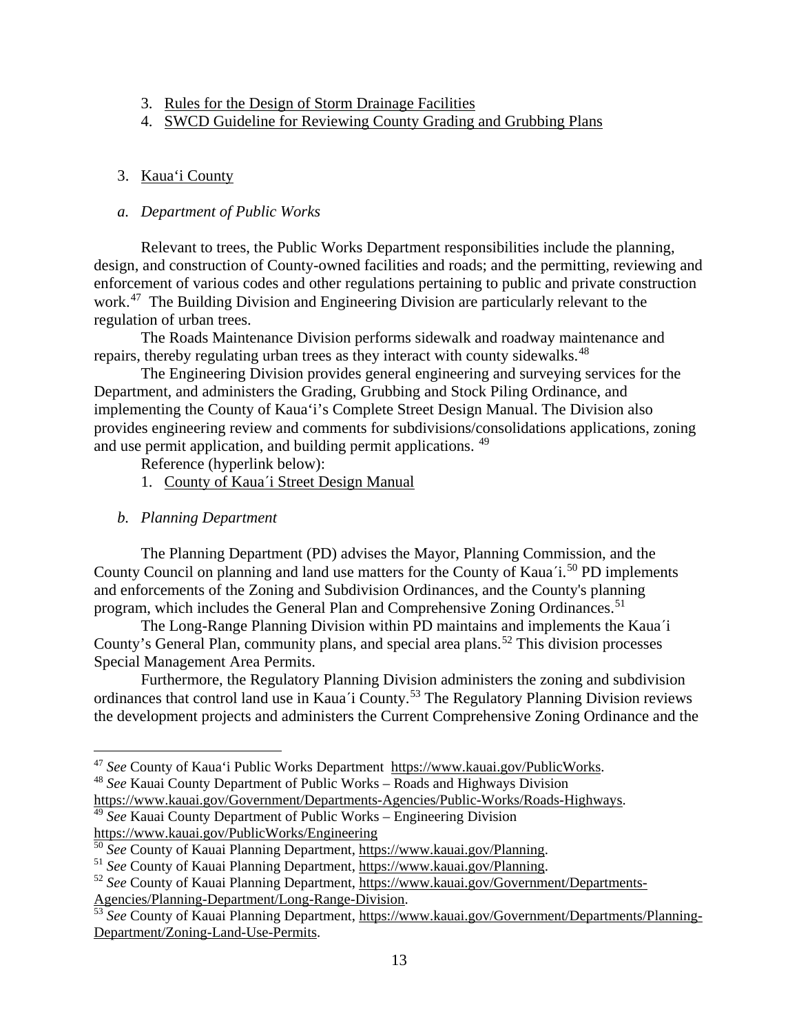3. Rules for the Design of Storm Drainage Facilities
4. SWCD Guideline for Reviewing County Grading and Grubbing Plans

3. Kauaʻi County

*a. Department of Public Works*

Relevant to trees, the Public Works Department responsibilities include the planning, design, and construction of County-owned facilities and roads; and the permitting, reviewing and enforcement of various codes and other regulations pertaining to public and private construction work.[47] The Building Division and Engineering Division are particularly relevant to the regulation of urban trees.

The Roads Maintenance Division performs sidewalk and roadway maintenance and repairs, thereby regulating urban trees as they interact with county sidewalks.[48]

The Engineering Division provides general engineering and surveying services for the Department, and administers the Grading, Grubbing and Stock Piling Ordinance, and implementing the County of Kauaʻi's Complete Street Design Manual. The Division also provides engineering review and comments for subdivisions/consolidations applications, zoning and use permit application, and building permit applications. [49]

Reference (hyperlink below):

1. County of Kaua´i Street Design Manual

*b. Planning Department*

The Planning Department (PD) advises the Mayor, Planning Commission, and the County Council on planning and land use matters for the County of Kaua´i.[50] PD implements and enforcements of the Zoning and Subdivision Ordinances, and the County's planning program, which includes the General Plan and Comprehensive Zoning Ordinances.[51]

The Long-Range Planning Division within PD maintains and implements the Kaua´i County's General Plan, community plans, and special area plans.[52] This division processes Special Management Area Permits.

Furthermore, the Regulatory Planning Division administers the zoning and subdivision ordinances that control land use in Kaua´i County.[53] The Regulatory Planning Division reviews the development projects and administers the Current Comprehensive Zoning Ordinance and the

---

[47] *See* County of Kauaʻi Public Works Department https://www.kauai.gov/PublicWorks.

[48] *See* Kauai County Department of Public Works – Roads and Highways Division https://www.kauai.gov/Government/Departments-Agencies/Public-Works/Roads-Highways.

[49] *See* Kauai County Department of Public Works – Engineering Division https://www.kauai.gov/PublicWorks/Engineering

[50] *See* County of Kauai Planning Department, https://www.kauai.gov/Planning.

[51] *See* County of Kauai Planning Department, https://www.kauai.gov/Planning.

[52] *See* County of Kauai Planning Department, https://www.kauai.gov/Government/Departments-Agencies/Planning-Department/Long-Range-Division.

[53] *See* County of Kauai Planning Department, https://www.kauai.gov/Government/Departments/Planning-Department/Zoning-Land-Use-Permits.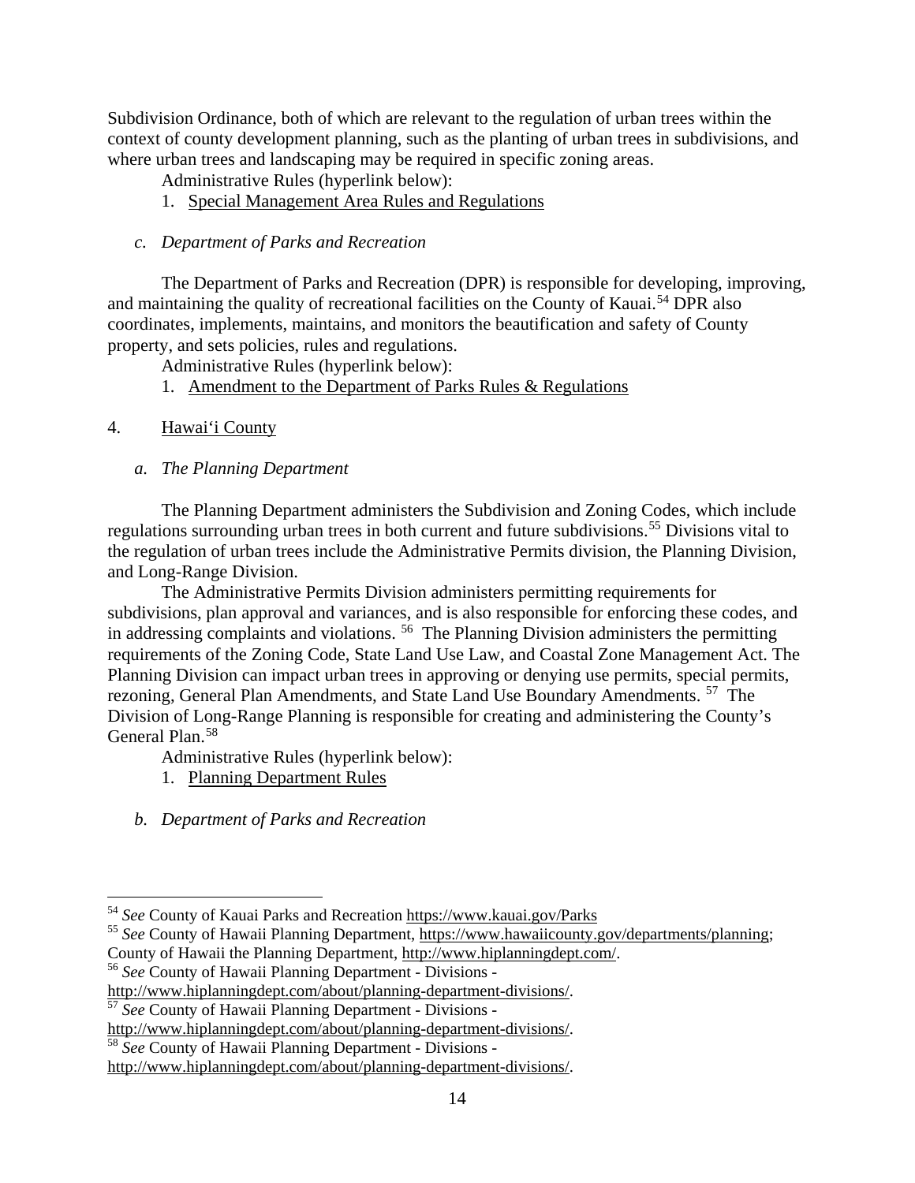Subdivision Ordinance, both of which are relevant to the regulation of urban trees within the context of county development planning, such as the planting of urban trees in subdivisions, and where urban trees and landscaping may be required in specific zoning areas.

Administrative Rules (hyperlink below):

1. Special Management Area Rules and Regulations

*c. Department of Parks and Recreation*

The Department of Parks and Recreation (DPR) is responsible for developing, improving, and maintaining the quality of recreational facilities on the County of Kauai.[54] DPR also coordinates, implements, maintains, and monitors the beautification and safety of County property, and sets policies, rules and regulations.

Administrative Rules (hyperlink below):

1. Amendment to the Department of Parks Rules & Regulations

4. Hawai‘i County

*a. The Planning Department*

The Planning Department administers the Subdivision and Zoning Codes, which include regulations surrounding urban trees in both current and future subdivisions.[55] Divisions vital to the regulation of urban trees include the Administrative Permits division, the Planning Division, and Long-Range Division.

The Administrative Permits Division administers permitting requirements for subdivisions, plan approval and variances, and is also responsible for enforcing these codes, and in addressing complaints and violations.[56] The Planning Division administers the permitting requirements of the Zoning Code, State Land Use Law, and Coastal Zone Management Act. The Planning Division can impact urban trees in approving or denying use permits, special permits, rezoning, General Plan Amendments, and State Land Use Boundary Amendments.[57] The Division of Long-Range Planning is responsible for creating and administering the County's General Plan.[58]

Administrative Rules (hyperlink below):

1. Planning Department Rules

*b. Department of Parks and Recreation*

---

[54] *See* County of Kauai Parks and Recreation https://www.kauai.gov/Parks

[55] *See* County of Hawaii Planning Department, https://www.hawaiicounty.gov/departments/planning; County of Hawaii the Planning Department, http://www.hiplanningdept.com/.

[56] *See* County of Hawaii Planning Department - Divisions - http://www.hiplanningdept.com/about/planning-department-divisions/.

[57] *See* County of Hawaii Planning Department - Divisions - http://www.hiplanningdept.com/about/planning-department-divisions/.

[58] *See* County of Hawaii Planning Department - Divisions - http://www.hiplanningdept.com/about/planning-department-divisions/.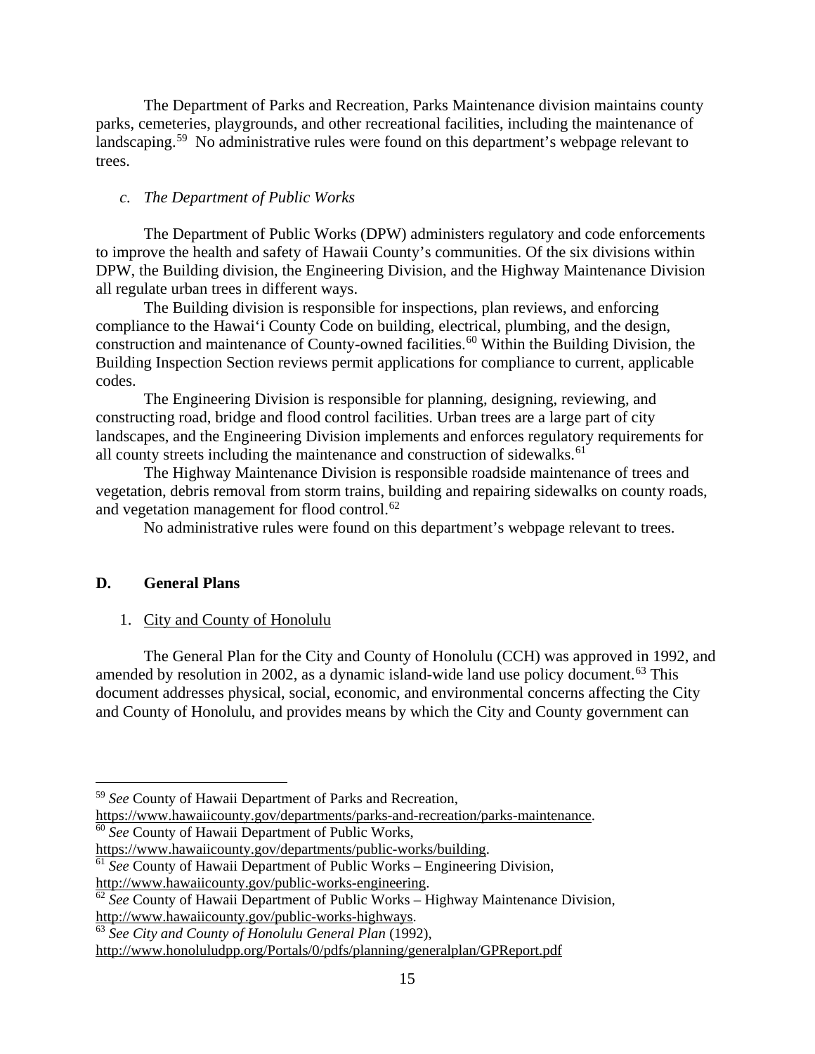The Department of Parks and Recreation, Parks Maintenance division maintains county parks, cemeteries, playgrounds, and other recreational facilities, including the maintenance of landscaping.[59] No administrative rules were found on this department's webpage relevant to trees.

*c. The Department of Public Works*

The Department of Public Works (DPW) administers regulatory and code enforcements to improve the health and safety of Hawaii County's communities. Of the six divisions within DPW, the Building division, the Engineering Division, and the Highway Maintenance Division all regulate urban trees in different ways.

The Building division is responsible for inspections, plan reviews, and enforcing compliance to the Hawaiʻi County Code on building, electrical, plumbing, and the design, construction and maintenance of County-owned facilities.[60] Within the Building Division, the Building Inspection Section reviews permit applications for compliance to current, applicable codes.

The Engineering Division is responsible for planning, designing, reviewing, and constructing road, bridge and flood control facilities. Urban trees are a large part of city landscapes, and the Engineering Division implements and enforces regulatory requirements for all county streets including the maintenance and construction of sidewalks.[61]

The Highway Maintenance Division is responsible roadside maintenance of trees and vegetation, debris removal from storm trains, building and repairing sidewalks on county roads, and vegetation management for flood control.[62]

No administrative rules were found on this department's webpage relevant to trees.

## D. General Plans

1. City and County of Honolulu

The General Plan for the City and County of Honolulu (CCH) was approved in 1992, and amended by resolution in 2002, as a dynamic island-wide land use policy document.[63] This document addresses physical, social, economic, and environmental concerns affecting the City and County of Honolulu, and provides means by which the City and County government can

---

[59] *See* County of Hawaii Department of Parks and Recreation, https://www.hawaiicounty.gov/departments/parks-and-recreation/parks-maintenance.

[60] *See* County of Hawaii Department of Public Works, https://www.hawaiicounty.gov/departments/public-works/building.

[61] *See* County of Hawaii Department of Public Works – Engineering Division, http://www.hawaiicounty.gov/public-works-engineering.

[62] *See* County of Hawaii Department of Public Works – Highway Maintenance Division, http://www.hawaiicounty.gov/public-works-highways.

[63] *See City and County of Honolulu General Plan* (1992), http://www.honoluludpp.org/Portals/0/pdfs/planning/generalplan/GPReport.pdf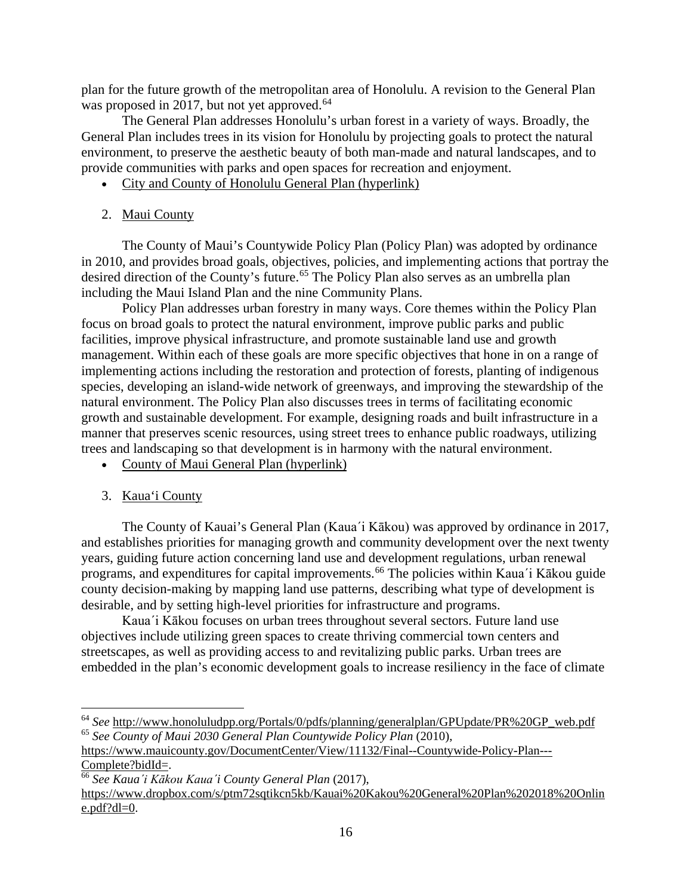plan for the future growth of the metropolitan area of Honolulu. A revision to the General Plan was proposed in 2017, but not yet approved.[64]

The General Plan addresses Honolulu's urban forest in a variety of ways. Broadly, the General Plan includes trees in its vision for Honolulu by projecting goals to protect the natural environment, to preserve the aesthetic beauty of both man-made and natural landscapes, and to provide communities with parks and open spaces for recreation and enjoyment.

- City and County of Honolulu General Plan (hyperlink)

2. Maui County

The County of Maui's Countywide Policy Plan (Policy Plan) was adopted by ordinance in 2010, and provides broad goals, objectives, policies, and implementing actions that portray the desired direction of the County's future.[65] The Policy Plan also serves as an umbrella plan including the Maui Island Plan and the nine Community Plans.

Policy Plan addresses urban forestry in many ways. Core themes within the Policy Plan focus on broad goals to protect the natural environment, improve public parks and public facilities, improve physical infrastructure, and promote sustainable land use and growth management. Within each of these goals are more specific objectives that hone in on a range of implementing actions including the restoration and protection of forests, planting of indigenous species, developing an island-wide network of greenways, and improving the stewardship of the natural environment. The Policy Plan also discusses trees in terms of facilitating economic growth and sustainable development. For example, designing roads and built infrastructure in a manner that preserves scenic resources, using street trees to enhance public roadways, utilizing trees and landscaping so that development is in harmony with the natural environment.

- County of Maui General Plan (hyperlink)

3. Kauaʻi County

The County of Kauai's General Plan (Kaua´i Kākou) was approved by ordinance in 2017, and establishes priorities for managing growth and community development over the next twenty years, guiding future action concerning land use and development regulations, urban renewal programs, and expenditures for capital improvements.[66] The policies within Kaua´i Kākou guide county decision-making by mapping land use patterns, describing what type of development is desirable, and by setting high-level priorities for infrastructure and programs.

Kaua´i Kākou focuses on urban trees throughout several sectors. Future land use objectives include utilizing green spaces to create thriving commercial town centers and streetscapes, as well as providing access to and revitalizing public parks. Urban trees are embedded in the plan's economic development goals to increase resiliency in the face of climate

---

[64] *See* http://www.honoluludpp.org/Portals/0/pdfs/planning/generalplan/GPUpdate/PR%20GP_web.pdf

[65] *See County of Maui 2030 General Plan Countywide Policy Plan* (2010), https://www.mauicounty.gov/DocumentCenter/View/11132/Final--Countywide-Policy-Plan---Complete?bidId=.

[66] *See Kaua´i Kākou Kaua´i County General Plan* (2017), https://www.dropbox.com/s/ptm72sqtikcn5kb/Kauai%20Kakou%20General%20Plan%202018%20Online.pdf?dl=0.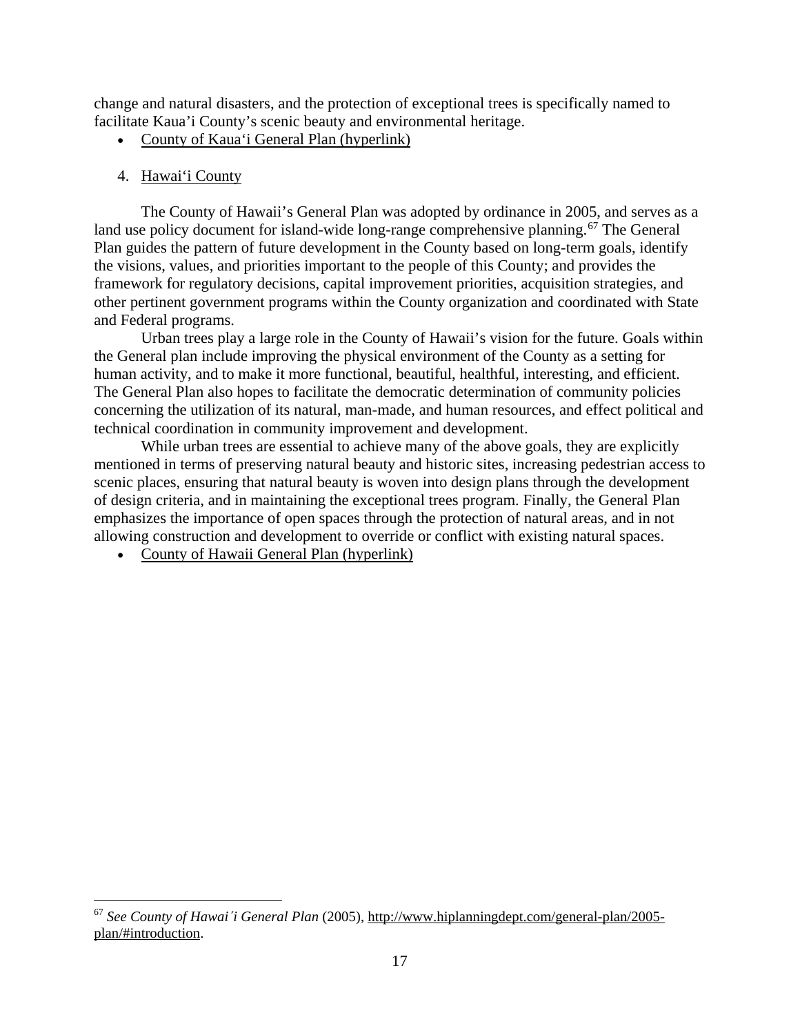change and natural disasters, and the protection of exceptional trees is specifically named to facilitate Kaua'i County's scenic beauty and environmental heritage.

- County of Kauaʻi General Plan (hyperlink)

4. Hawaiʻi County

The County of Hawaii's General Plan was adopted by ordinance in 2005, and serves as a land use policy document for island-wide long-range comprehensive planning.[67] The General Plan guides the pattern of future development in the County based on long-term goals, identify the visions, values, and priorities important to the people of this County; and provides the framework for regulatory decisions, capital improvement priorities, acquisition strategies, and other pertinent government programs within the County organization and coordinated with State and Federal programs.

Urban trees play a large role in the County of Hawaii's vision for the future. Goals within the General plan include improving the physical environment of the County as a setting for human activity, and to make it more functional, beautiful, healthful, interesting, and efficient. The General Plan also hopes to facilitate the democratic determination of community policies concerning the utilization of its natural, man-made, and human resources, and effect political and technical coordination in community improvement and development.

While urban trees are essential to achieve many of the above goals, they are explicitly mentioned in terms of preserving natural beauty and historic sites, increasing pedestrian access to scenic places, ensuring that natural beauty is woven into design plans through the development of design criteria, and in maintaining the exceptional trees program. Finally, the General Plan emphasizes the importance of open spaces through the protection of natural areas, and in not allowing construction and development to override or conflict with existing natural spaces.

- County of Hawaii General Plan (hyperlink)

---

[67] *See County of Hawai'i General Plan* (2005), http://www.hiplanningdept.com/general-plan/2005-plan/#introduction.